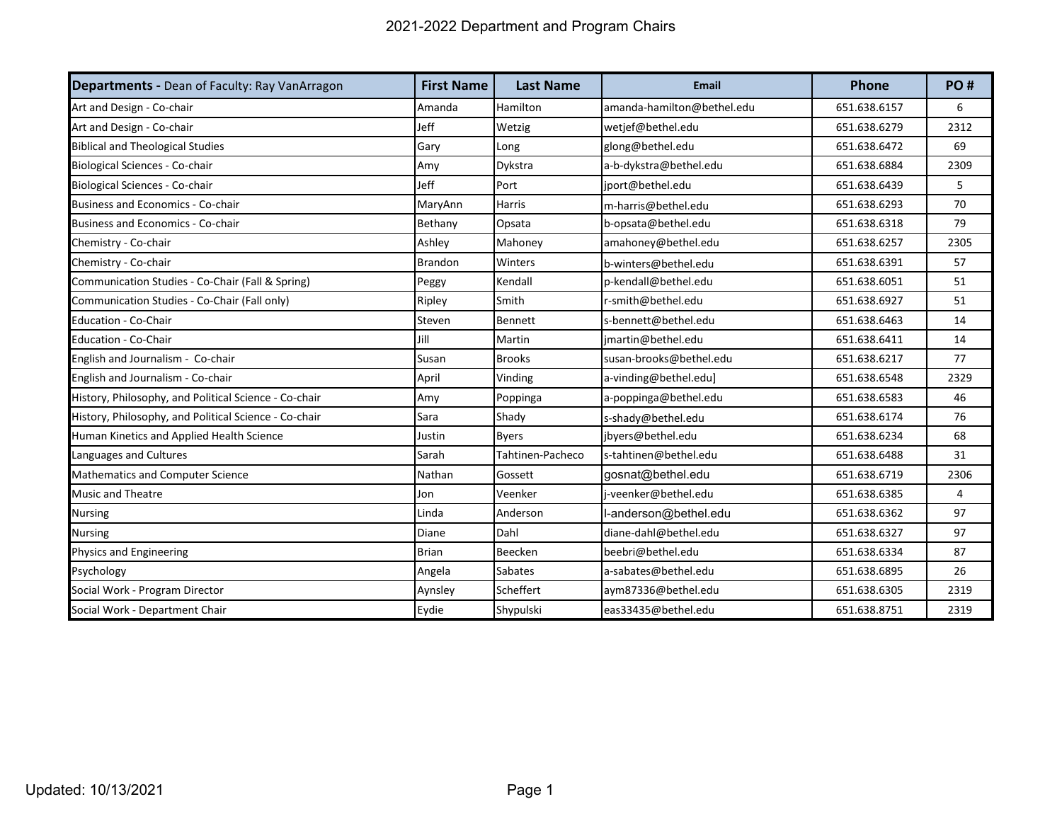# 2021-2022 Department and Program Chairs

| **Departments** - Dean of Faculty: Ray VanArragon | First Name | Last Name | Email | Phone | PO # |
|---|---|---|---|---|---|
| Art and Design - Co-chair | Amanda | Hamilton | amanda-hamilton@bethel.edu | 651.638.6157 | 6 |
| Art and Design - Co-chair | Jeff | Wetzig | wetjef@bethel.edu | 651.638.6279 | 2312 |
| Biblical and Theological Studies | Gary | Long | glong@bethel.edu | 651.638.6472 | 69 |
| Biological Sciences - Co-chair | Amy | Dykstra | a-b-dykstra@bethel.edu | 651.638.6884 | 2309 |
| Biological Sciences - Co-chair | Jeff | Port | jport@bethel.edu | 651.638.6439 | 5 |
| Business and Economics - Co-chair | MaryAnn | Harris | m-harris@bethel.edu | 651.638.6293 | 70 |
| Business and Economics - Co-chair | Bethany | Opsata | b-opsata@bethel.edu | 651.638.6318 | 79 |
| Chemistry - Co-chair | Ashley | Mahoney | amahoney@bethel.edu | 651.638.6257 | 2305 |
| Chemistry - Co-chair | Brandon | Winters | b-winters@bethel.edu | 651.638.6391 | 57 |
| Communication Studies - Co-Chair (Fall & Spring) | Peggy | Kendall | p-kendall@bethel.edu | 651.638.6051 | 51 |
| Communication Studies - Co-Chair (Fall only) | Ripley | Smith | r-smith@bethel.edu | 651.638.6927 | 51 |
| Education - Co-Chair | Steven | Bennett | s-bennett@bethel.edu | 651.638.6463 | 14 |
| Education - Co-Chair | Jill | Martin | jmartin@bethel.edu | 651.638.6411 | 14 |
| English and Journalism - Co-chair | Susan | Brooks | susan-brooks@bethel.edu | 651.638.6217 | 77 |
| English and Journalism - Co-chair | April | Vinding | a-vinding@bethel.edu] | 651.638.6548 | 2329 |
| History, Philosophy, and Political Science - Co-chair | Amy | Poppinga | a-poppinga@bethel.edu | 651.638.6583 | 46 |
| History, Philosophy, and Political Science - Co-chair | Sara | Shady | s-shady@bethel.edu | 651.638.6174 | 76 |
| Human Kinetics and Applied Health Science | Justin | Byers | jbyers@bethel.edu | 651.638.6234 | 68 |
| Languages and Cultures | Sarah | Tahtinen-Pacheco | s-tahtinen@bethel.edu | 651.638.6488 | 31 |
| Mathematics and Computer Science | Nathan | Gossett | gosnat@bethel.edu | 651.638.6719 | 2306 |
| Music and Theatre | Jon | Veenker | j-veenker@bethel.edu | 651.638.6385 | 4 |
| Nursing | Linda | Anderson | l-anderson@bethel.edu | 651.638.6362 | 97 |
| Nursing | Diane | Dahl | diane-dahl@bethel.edu | 651.638.6327 | 97 |
| Physics and Engineering | Brian | Beecken | beebri@bethel.edu | 651.638.6334 | 87 |
| Psychology | Angela | Sabates | a-sabates@bethel.edu | 651.638.6895 | 26 |
| Social Work - Program Director | Aynsley | Scheffert | aym87336@bethel.edu | 651.638.6305 | 2319 |
| Social Work - Department Chair | Eydie | Shypulski | eas33435@bethel.edu | 651.638.8751 | 2319 |

Updated: 10/13/2021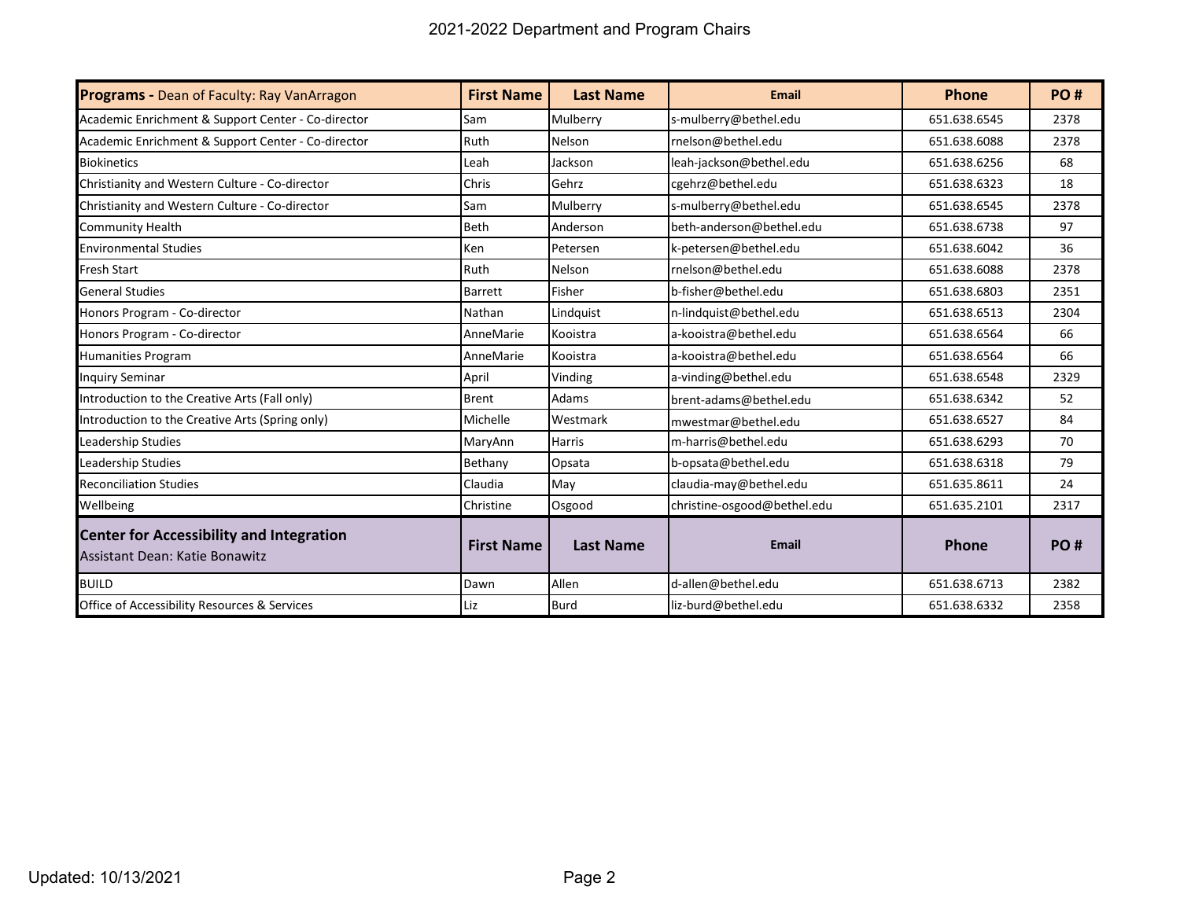# 2021-2022 Department and Program Chairs

| **Programs -** Dean of Faculty: Ray VanArragon | First Name | Last Name | Email | Phone | PO # |
|---|---|---|---|---|---|
| Academic Enrichment & Support Center - Co-director | Sam | Mulberry | s-mulberry@bethel.edu | 651.638.6545 | 2378 |
| Academic Enrichment & Support Center - Co-director | Ruth | Nelson | rnelson@bethel.edu | 651.638.6088 | 2378 |
| Biokinetics | Leah | Jackson | leah-jackson@bethel.edu | 651.638.6256 | 68 |
| Christianity and Western Culture - Co-director | Chris | Gehrz | cgehrz@bethel.edu | 651.638.6323 | 18 |
| Christianity and Western Culture - Co-director | Sam | Mulberry | s-mulberry@bethel.edu | 651.638.6545 | 2378 |
| Community Health | Beth | Anderson | beth-anderson@bethel.edu | 651.638.6738 | 97 |
| Environmental Studies | Ken | Petersen | k-petersen@bethel.edu | 651.638.6042 | 36 |
| Fresh Start | Ruth | Nelson | rnelson@bethel.edu | 651.638.6088 | 2378 |
| General Studies | Barrett | Fisher | b-fisher@bethel.edu | 651.638.6803 | 2351 |
| Honors Program - Co-director | Nathan | Lindquist | n-lindquist@bethel.edu | 651.638.6513 | 2304 |
| Honors Program - Co-director | AnneMarie | Kooistra | a-kooistra@bethel.edu | 651.638.6564 | 66 |
| Humanities Program | AnneMarie | Kooistra | a-kooistra@bethel.edu | 651.638.6564 | 66 |
| Inquiry Seminar | April | Vinding | a-vinding@bethel.edu | 651.638.6548 | 2329 |
| Introduction to the Creative Arts (Fall only) | Brent | Adams | brent-adams@bethel.edu | 651.638.6342 | 52 |
| Introduction to the Creative Arts (Spring only) | Michelle | Westmark | mwestmar@bethel.edu | 651.638.6527 | 84 |
| Leadership Studies | MaryAnn | Harris | m-harris@bethel.edu | 651.638.6293 | 70 |
| Leadership Studies | Bethany | Opsata | b-opsata@bethel.edu | 651.638.6318 | 79 |
| Reconciliation Studies | Claudia | May | claudia-may@bethel.edu | 651.635.8611 | 24 |
| Wellbeing | Christine | Osgood | christine-osgood@bethel.edu | 651.635.2101 | 2317 |

| **Center for Accessibility and Integration** Assistant Dean: Katie Bonawitz | First Name | Last Name | Email | Phone | PO # |
|---|---|---|---|---|---|
| BUILD | Dawn | Allen | d-allen@bethel.edu | 651.638.6713 | 2382 |
| Office of Accessibility Resources & Services | Liz | Burd | liz-burd@bethel.edu | 651.638.6332 | 2358 |

Updated: 10/13/2021